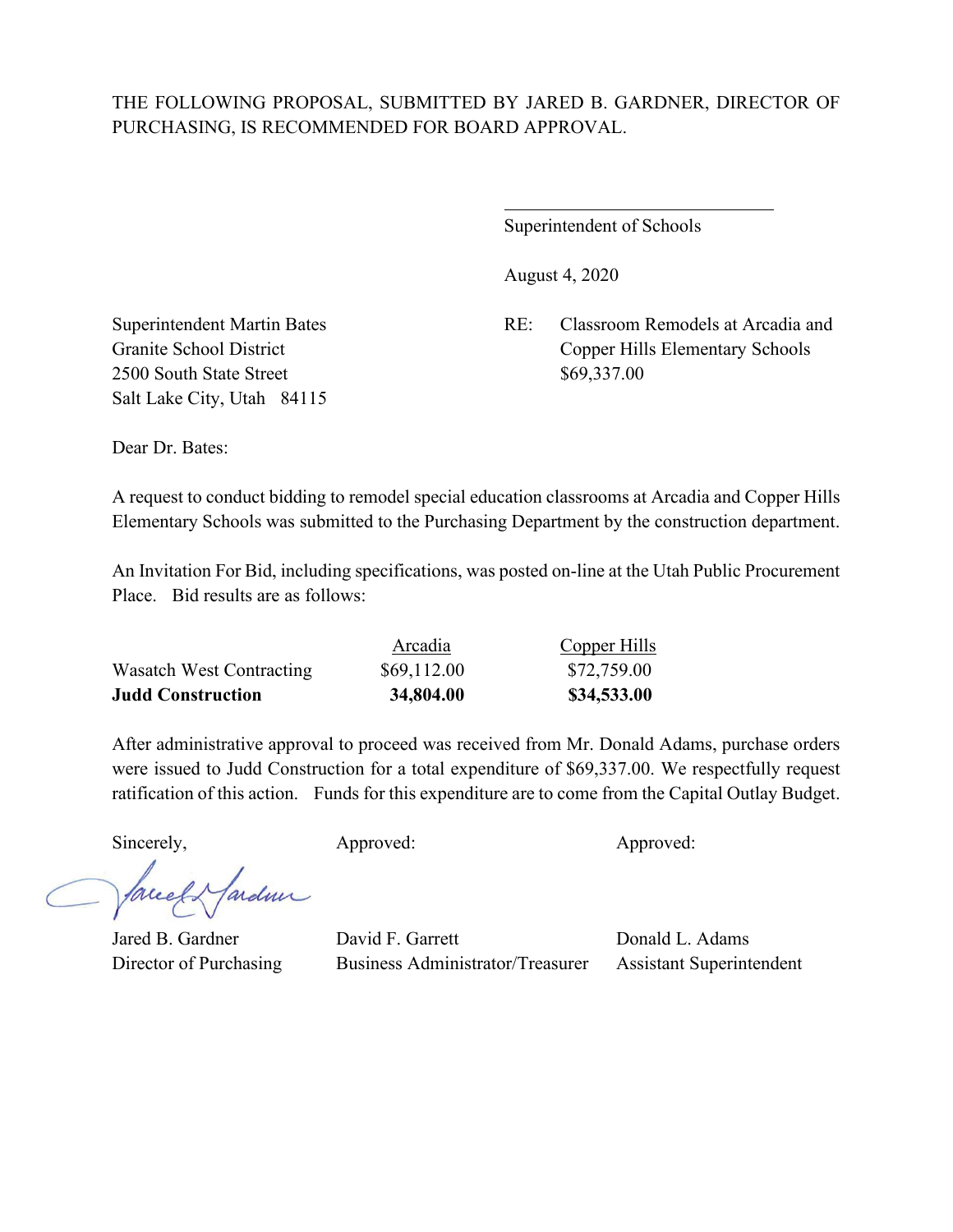THE FOLLOWING PROPOSAL, SUBMITTED BY JARED B. GARDNER, DIRECTOR OF PURCHASING, IS RECOMMENDED FOR BOARD APPROVAL.

\_\_\_\_\_\_\_\_\_\_\_\_\_\_\_\_\_\_\_\_\_\_\_\_\_\_\_\_\_\_
Superintendent of Schools

August 4, 2020

Superintendent Martin Bates
Granite School District
2500 South State Street
Salt Lake City, Utah 84115

RE: Classroom Remodels at Arcadia and Copper Hills Elementary Schools
$69,337.00

Dear Dr. Bates:

A request to conduct bidding to remodel special education classrooms at Arcadia and Copper Hills Elementary Schools was submitted to the Purchasing Department by the construction department.

An Invitation For Bid, including specifications, was posted on-line at the Utah Public Procurement Place. Bid results are as follows:

| | Arcadia | Copper Hills |
|---|---|---|
| Wasatch West Contracting | $69,112.00 | $72,759.00 |
| **Judd Construction** | **34,804.00** | **$34,533.00** |

After administrative approval to proceed was received from Mr. Donald Adams, purchase orders were issued to Judd Construction for a total expenditure of $69,337.00. We respectfully request ratification of this action. Funds for this expenditure are to come from the Capital Outlay Budget.

| Sincerely, | Approved: | Approved: |
|---|---|---|
| Jared B. Gardner | David F. Garrett | Donald L. Adams |
| Director of Purchasing | Business Administrator/Treasurer | Assistant Superintendent |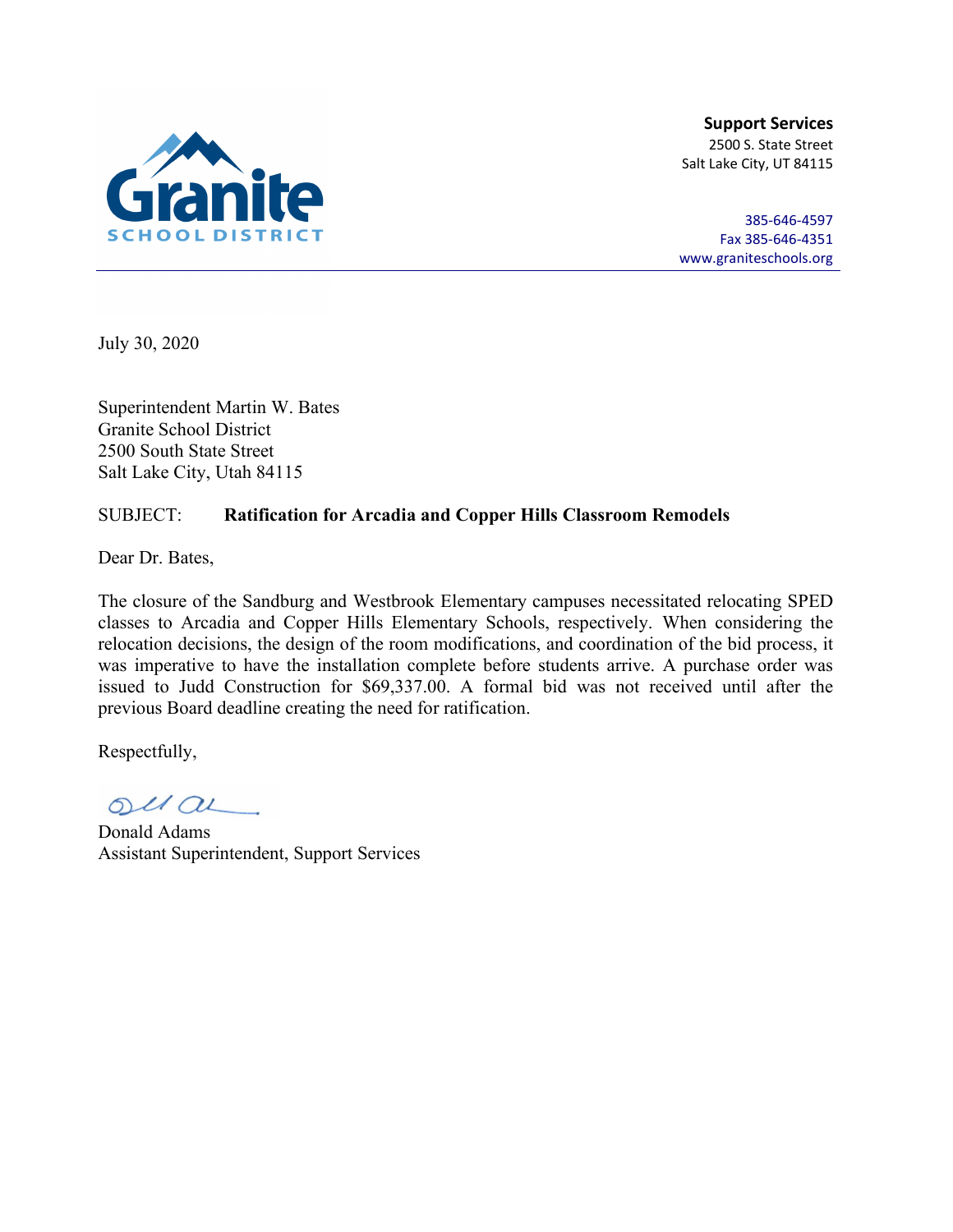**Granite**
**SCHOOL DISTRICT**

**Support Services**
2500 S. State Street
Salt Lake City, UT 84115

385-646-4597
Fax 385-646-4351
www.graniteschools.org

July 30, 2020

Superintendent Martin W. Bates
Granite School District
2500 South State Street
Salt Lake City, Utah 84115

SUBJECT: **Ratification for Arcadia and Copper Hills Classroom Remodels**

Dear Dr. Bates,

The closure of the Sandburg and Westbrook Elementary campuses necessitated relocating SPED classes to Arcadia and Copper Hills Elementary Schools, respectively. When considering the relocation decisions, the design of the room modifications, and coordination of the bid process, it was imperative to have the installation complete before students arrive. A purchase order was issued to Judd Construction for $69,337.00. A formal bid was not received until after the previous Board deadline creating the need for ratification.

Respectfully,

Donald Adams
Assistant Superintendent, Support Services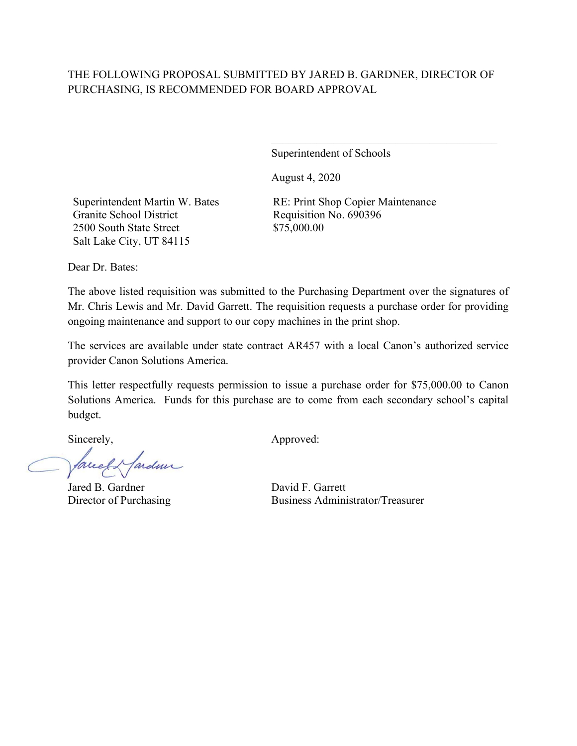THE FOLLOWING PROPOSAL SUBMITTED BY JARED B. GARDNER, DIRECTOR OF PURCHASING, IS RECOMMENDED FOR BOARD APPROVAL

\_\_\_\_\_\_\_\_\_\_\_\_\_\_\_\_\_\_\_\_\_\_\_\_\_\_\_\_\_\_\_\_\_\_\_\_\_\_\_\_

Superintendent of Schools

August 4, 2020

Superintendent Martin W. Bates
Granite School District
2500 South State Street
Salt Lake City, UT 84115

RE: Print Shop Copier Maintenance
Requisition No. 690396
$75,000.00

Dear Dr. Bates:

The above listed requisition was submitted to the Purchasing Department over the signatures of Mr. Chris Lewis and Mr. David Garrett. The requisition requests a purchase order for providing ongoing maintenance and support to our copy machines in the print shop.

The services are available under state contract AR457 with a local Canon's authorized service provider Canon Solutions America.

This letter respectfully requests permission to issue a purchase order for $75,000.00 to Canon Solutions America. Funds for this purchase are to come from each secondary school's capital budget.

Sincerely,

Jared B. Gardner
Director of Purchasing

Approved:

David F. Garrett
Business Administrator/Treasurer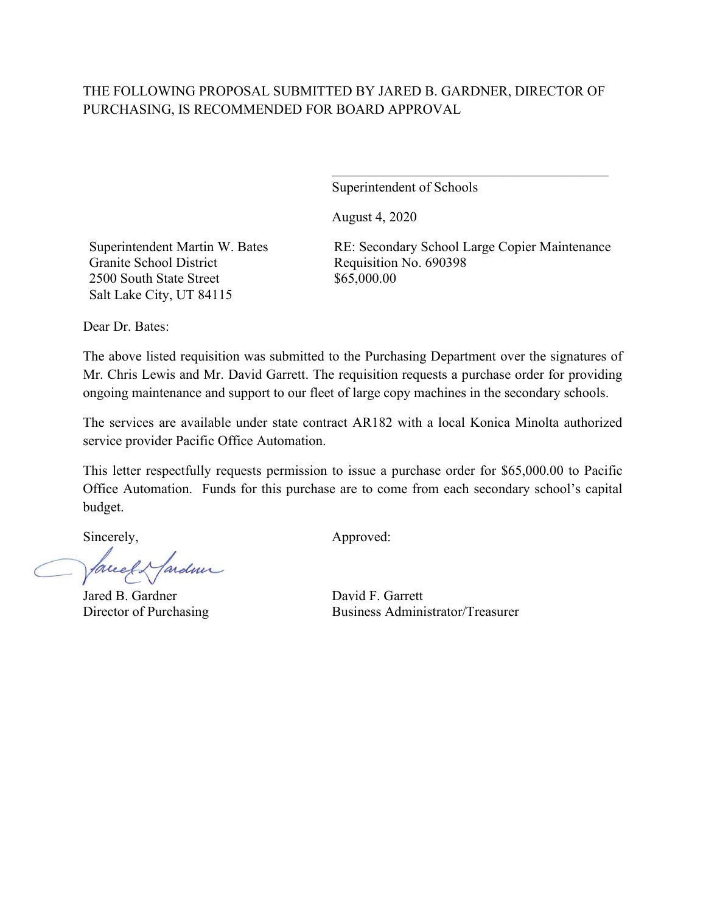THE FOLLOWING PROPOSAL SUBMITTED BY JARED B. GARDNER, DIRECTOR OF PURCHASING, IS RECOMMENDED FOR BOARD APPROVAL

\_\_\_\_\_\_\_\_\_\_\_\_\_\_\_\_\_\_\_\_\_\_\_\_\_\_\_\_\_\_\_\_\_\_\_\_\_\_\_\_

Superintendent of Schools

August 4, 2020

Superintendent Martin W. Bates
Granite School District
2500 South State Street
Salt Lake City, UT 84115

RE: Secondary School Large Copier Maintenance
Requisition No. 690398
$65,000.00

Dear Dr. Bates:

The above listed requisition was submitted to the Purchasing Department over the signatures of Mr. Chris Lewis and Mr. David Garrett. The requisition requests a purchase order for providing ongoing maintenance and support to our fleet of large copy machines in the secondary schools.

The services are available under state contract AR182 with a local Konica Minolta authorized service provider Pacific Office Automation.

This letter respectfully requests permission to issue a purchase order for $65,000.00 to Pacific Office Automation. Funds for this purchase are to come from each secondary school's capital budget.

Sincerely,

Jared B. Gardner
Director of Purchasing

Approved:

David F. Garrett
Business Administrator/Treasurer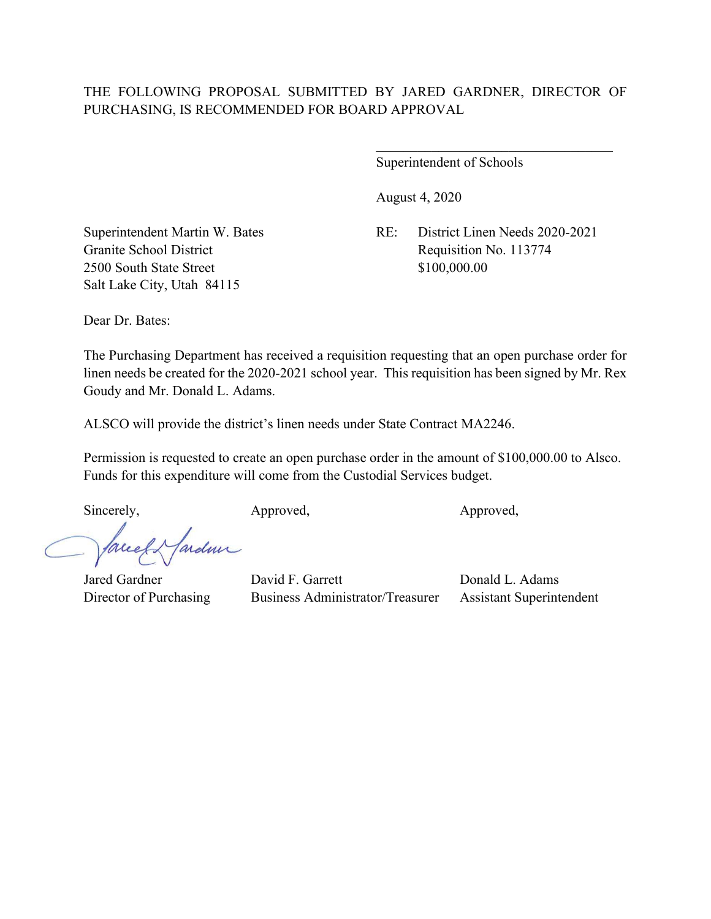THE FOLLOWING PROPOSAL SUBMITTED BY JARED GARDNER, DIRECTOR OF PURCHASING, IS RECOMMENDED FOR BOARD APPROVAL

\_\_\_\_\_\_\_\_\_\_\_\_\_\_\_\_\_\_\_\_\_\_\_\_\_\_\_\_\_\_\_\_\_\_\_

Superintendent of Schools

August 4, 2020

Superintendent Martin W. Bates
Granite School District
2500 South State Street
Salt Lake City, Utah 84115

RE: District Linen Needs 2020-2021
Requisition No. 113774
$100,000.00

Dear Dr. Bates:

The Purchasing Department has received a requisition requesting that an open purchase order for linen needs be created for the 2020-2021 school year. This requisition has been signed by Mr. Rex Goudy and Mr. Donald L. Adams.

ALSCO will provide the district's linen needs under State Contract MA2246.

Permission is requested to create an open purchase order in the amount of $100,000.00 to Alsco. Funds for this expenditure will come from the Custodial Services budget.

| Sincerely, | Approved, | Approved, |
|---|---|---|
| Jared Gardner | David F. Garrett | Donald L. Adams |
| Director of Purchasing | Business Administrator/Treasurer | Assistant Superintendent |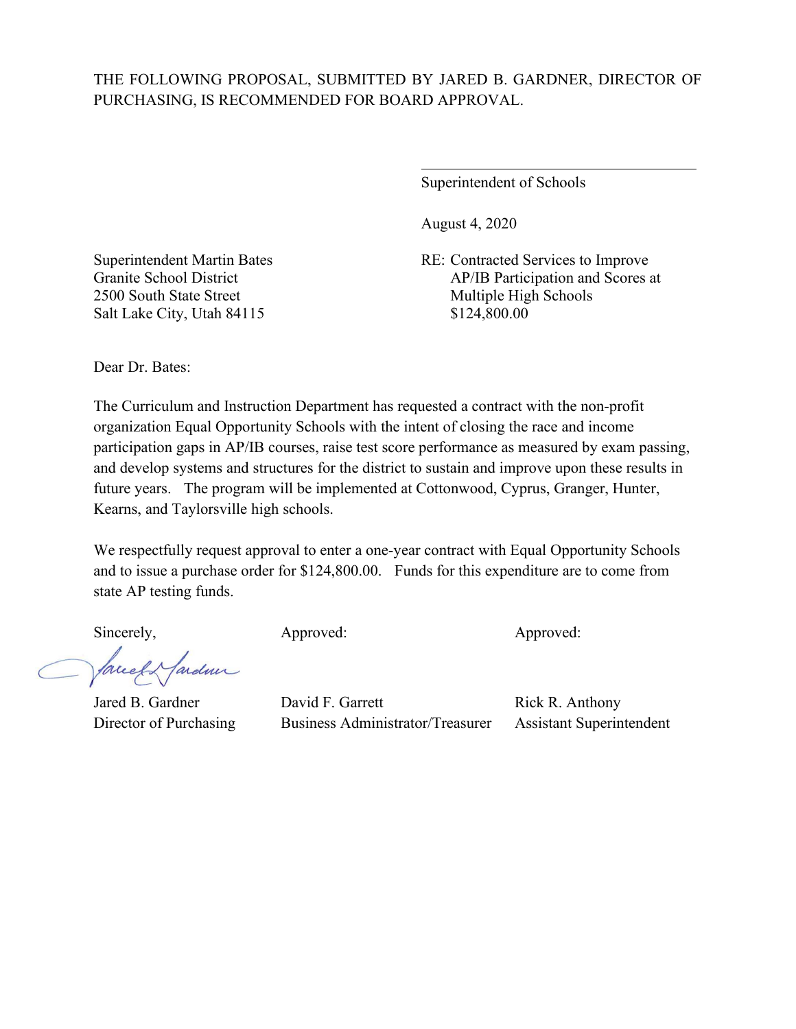THE FOLLOWING PROPOSAL, SUBMITTED BY JARED B. GARDNER, DIRECTOR OF PURCHASING, IS RECOMMENDED FOR BOARD APPROVAL.

\_\_\_\_\_\_\_\_\_\_\_\_\_\_\_\_\_\_\_\_\_\_\_\_\_\_\_\_\_\_\_\_\_\_\_\_

Superintendent of Schools

August 4, 2020

Superintendent Martin Bates
Granite School District
2500 South State Street
Salt Lake City, Utah 84115

RE: Contracted Services to Improve AP/IB Participation and Scores at Multiple High Schools
$124,800.00

Dear Dr. Bates:

The Curriculum and Instruction Department has requested a contract with the non-profit organization Equal Opportunity Schools with the intent of closing the race and income participation gaps in AP/IB courses, raise test score performance as measured by exam passing, and develop systems and structures for the district to sustain and improve upon these results in future years. The program will be implemented at Cottonwood, Cyprus, Granger, Hunter, Kearns, and Taylorsville high schools.

We respectfully request approval to enter a one-year contract with Equal Opportunity Schools and to issue a purchase order for $124,800.00. Funds for this expenditure are to come from state AP testing funds.

| Sincerely, | Approved: | Approved: |
|---|---|---|
| Jared B. Gardner | David F. Garrett | Rick R. Anthony |
| Director of Purchasing | Business Administrator/Treasurer | Assistant Superintendent |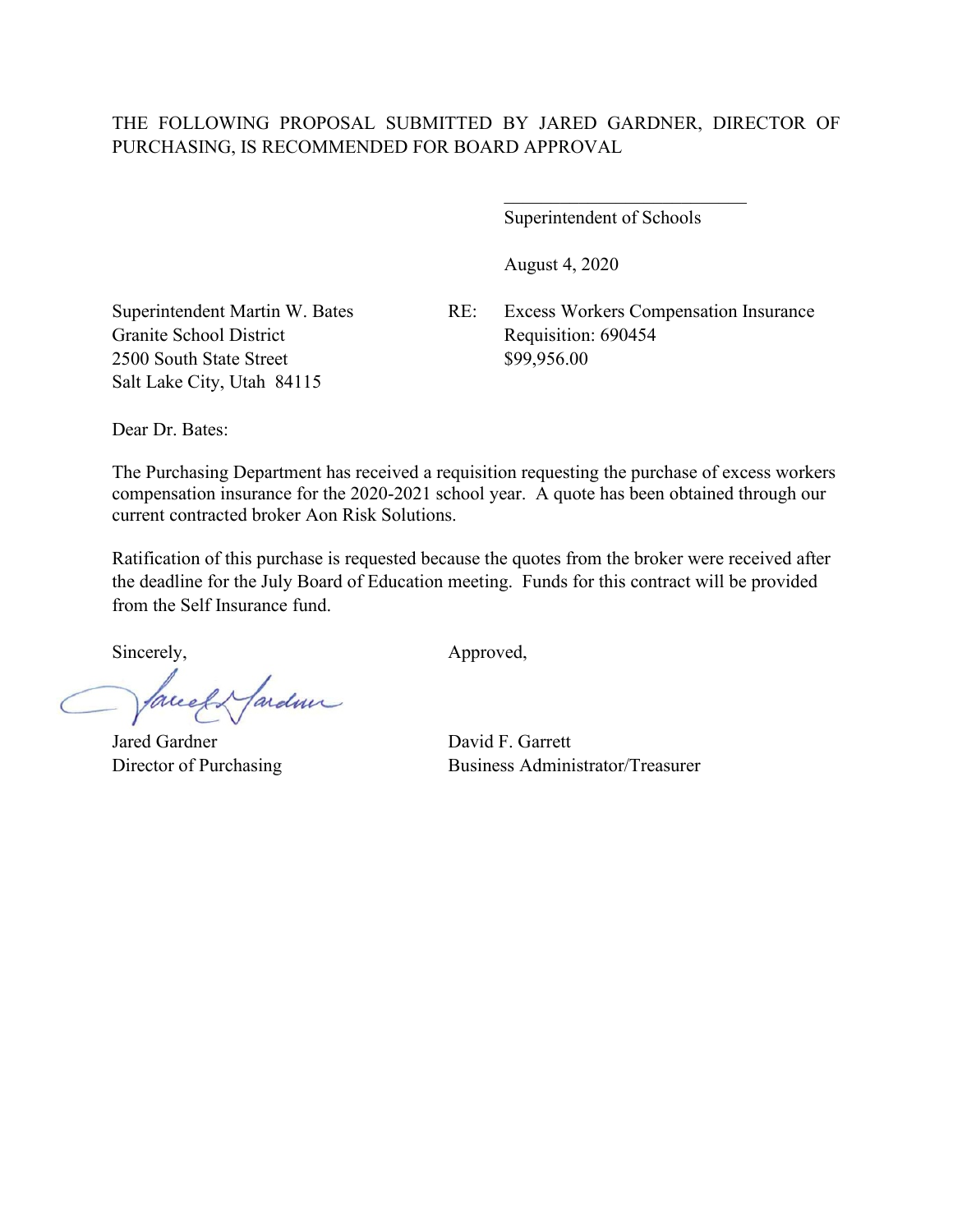THE FOLLOWING PROPOSAL SUBMITTED BY JARED GARDNER, DIRECTOR OF PURCHASING, IS RECOMMENDED FOR BOARD APPROVAL

\_\_\_\_\_\_\_\_\_\_\_\_\_\_\_\_\_\_\_\_\_\_\_\_\_\_\_

Superintendent of Schools

August 4, 2020

Superintendent Martin W. Bates
Granite School District
2500 South State Street
Salt Lake City, Utah 84115

RE: Excess Workers Compensation Insurance
Requisition: 690454
$99,956.00

Dear Dr. Bates:

The Purchasing Department has received a requisition requesting the purchase of excess workers compensation insurance for the 2020-2021 school year. A quote has been obtained through our current contracted broker Aon Risk Solutions.

Ratification of this purchase is requested because the quotes from the broker were received after the deadline for the July Board of Education meeting. Funds for this contract will be provided from the Self Insurance fund.

Sincerely,

Jared Gardner
Director of Purchasing

Approved,

David F. Garrett
Business Administrator/Treasurer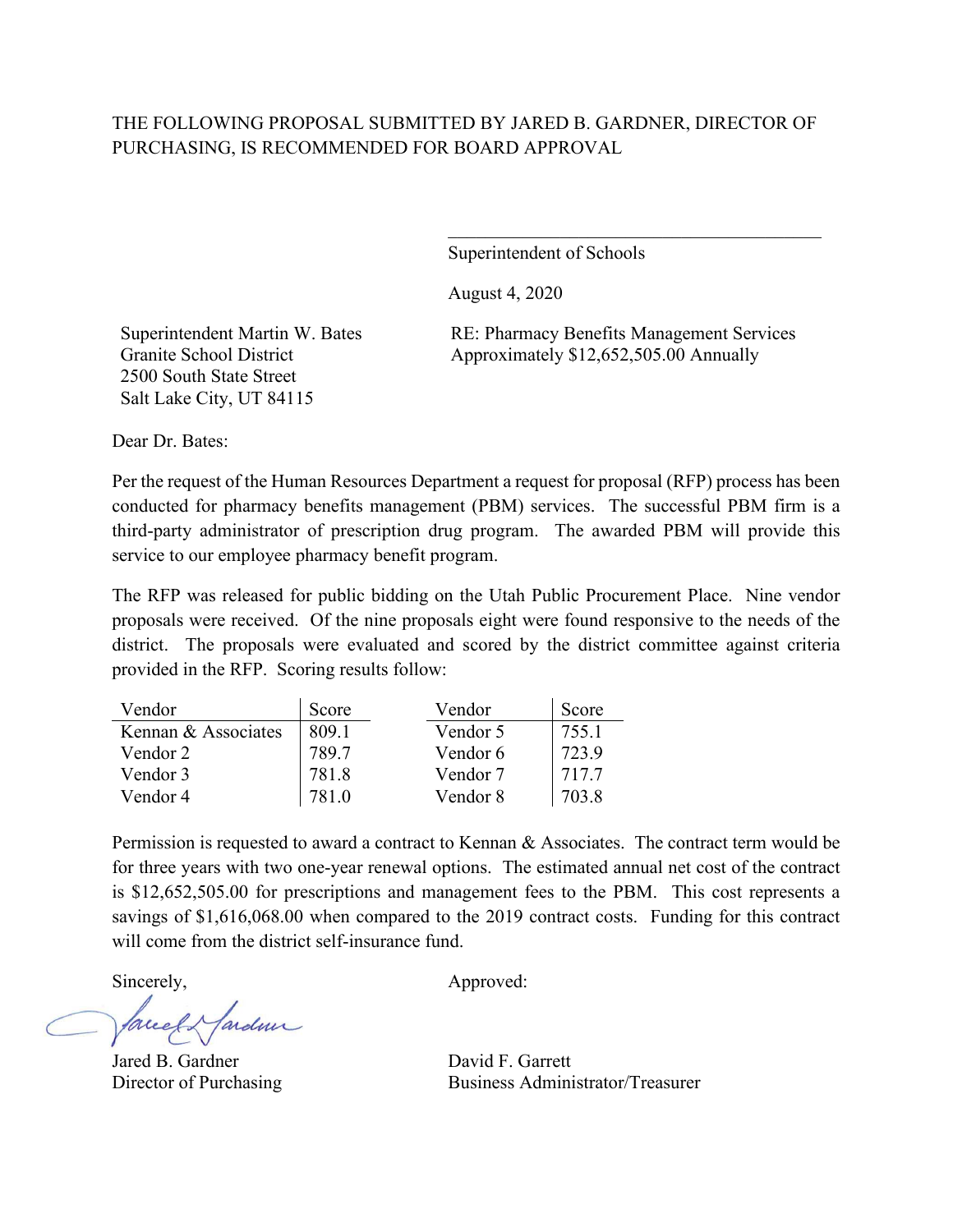THE FOLLOWING PROPOSAL SUBMITTED BY JARED B. GARDNER, DIRECTOR OF PURCHASING, IS RECOMMENDED FOR BOARD APPROVAL

\_\_\_\_\_\_\_\_\_\_\_\_\_\_\_\_\_\_\_\_\_\_\_\_\_\_\_\_\_\_\_\_\_\_\_\_\_\_\_\_

Superintendent of Schools

August 4, 2020

Superintendent Martin W. Bates
Granite School District
2500 South State Street
Salt Lake City, UT 84115

RE: Pharmacy Benefits Management Services
Approximately $12,652,505.00 Annually

Dear Dr. Bates:

Per the request of the Human Resources Department a request for proposal (RFP) process has been conducted for pharmacy benefits management (PBM) services. The successful PBM firm is a third-party administrator of prescription drug program. The awarded PBM will provide this service to our employee pharmacy benefit program.

The RFP was released for public bidding on the Utah Public Procurement Place. Nine vendor proposals were received. Of the nine proposals eight were found responsive to the needs of the district. The proposals were evaluated and scored by the district committee against criteria provided in the RFP. Scoring results follow:

| Vendor | Score | Vendor | Score |
|---|---|---|---|
| Kennan & Associates | 809.1 | Vendor 5 | 755.1 |
| Vendor 2 | 789.7 | Vendor 6 | 723.9 |
| Vendor 3 | 781.8 | Vendor 7 | 717.7 |
| Vendor 4 | 781.0 | Vendor 8 | 703.8 |

Permission is requested to award a contract to Kennan & Associates. The contract term would be for three years with two one-year renewal options. The estimated annual net cost of the contract is $12,652,505.00 for prescriptions and management fees to the PBM. This cost represents a savings of $1,616,068.00 when compared to the 2019 contract costs. Funding for this contract will come from the district self-insurance fund.

Sincerely,

Jared B. Gardner
Director of Purchasing

Approved:

David F. Garrett
Business Administrator/Treasurer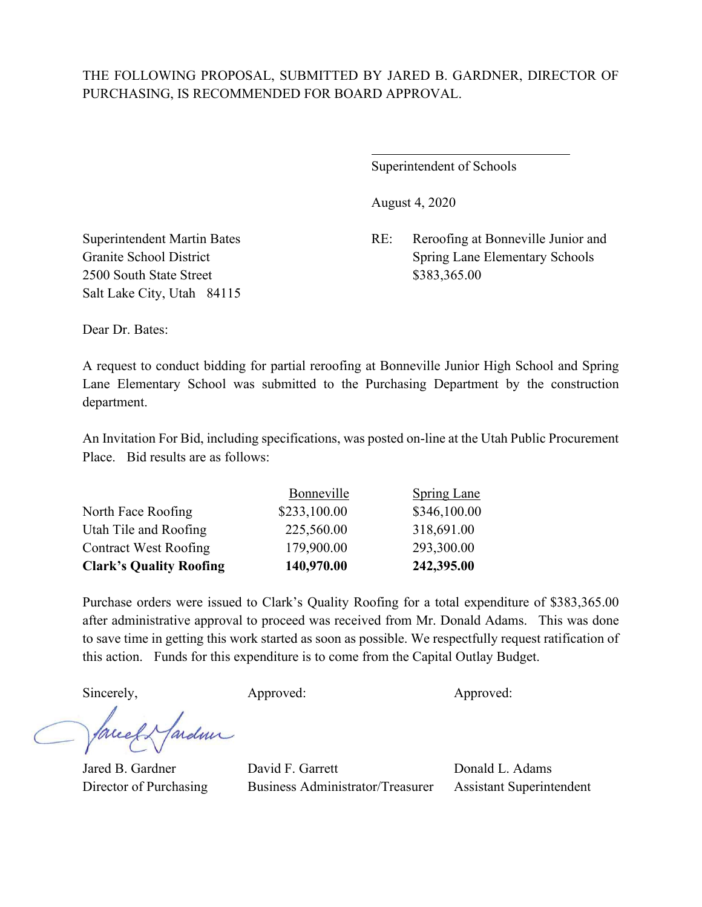THE FOLLOWING PROPOSAL, SUBMITTED BY JARED B. GARDNER, DIRECTOR OF PURCHASING, IS RECOMMENDED FOR BOARD APPROVAL.

\_\_\_\_\_\_\_\_\_\_\_\_\_\_\_\_\_\_\_\_\_\_\_\_\_\_\_\_\_\_

Superintendent of Schools

August 4, 2020

Superintendent Martin Bates
Granite School District
2500 South State Street
Salt Lake City, Utah 84115

RE: Reroofing at Bonneville Junior and Spring Lane Elementary Schools
$383,365.00

Dear Dr. Bates:

A request to conduct bidding for partial reroofing at Bonneville Junior High School and Spring Lane Elementary School was submitted to the Purchasing Department by the construction department.

An Invitation For Bid, including specifications, was posted on-line at the Utah Public Procurement Place. Bid results are as follows:

| | Bonneville | Spring Lane |
|---|---|---|
| North Face Roofing | $233,100.00 | $346,100.00 |
| Utah Tile and Roofing | 225,560.00 | 318,691.00 |
| Contract West Roofing | 179,900.00 | 293,300.00 |
| **Clark's Quality Roofing** | **140,970.00** | **242,395.00** |

Purchase orders were issued to Clark's Quality Roofing for a total expenditure of $383,365.00 after administrative approval to proceed was received from Mr. Donald Adams. This was done to save time in getting this work started as soon as possible. We respectfully request ratification of this action. Funds for this expenditure is to come from the Capital Outlay Budget.

| Sincerely, | Approved: | Approved: |
|---|---|---|
| Jared B. Gardner | David F. Garrett | Donald L. Adams |
| Director of Purchasing | Business Administrator/Treasurer | Assistant Superintendent |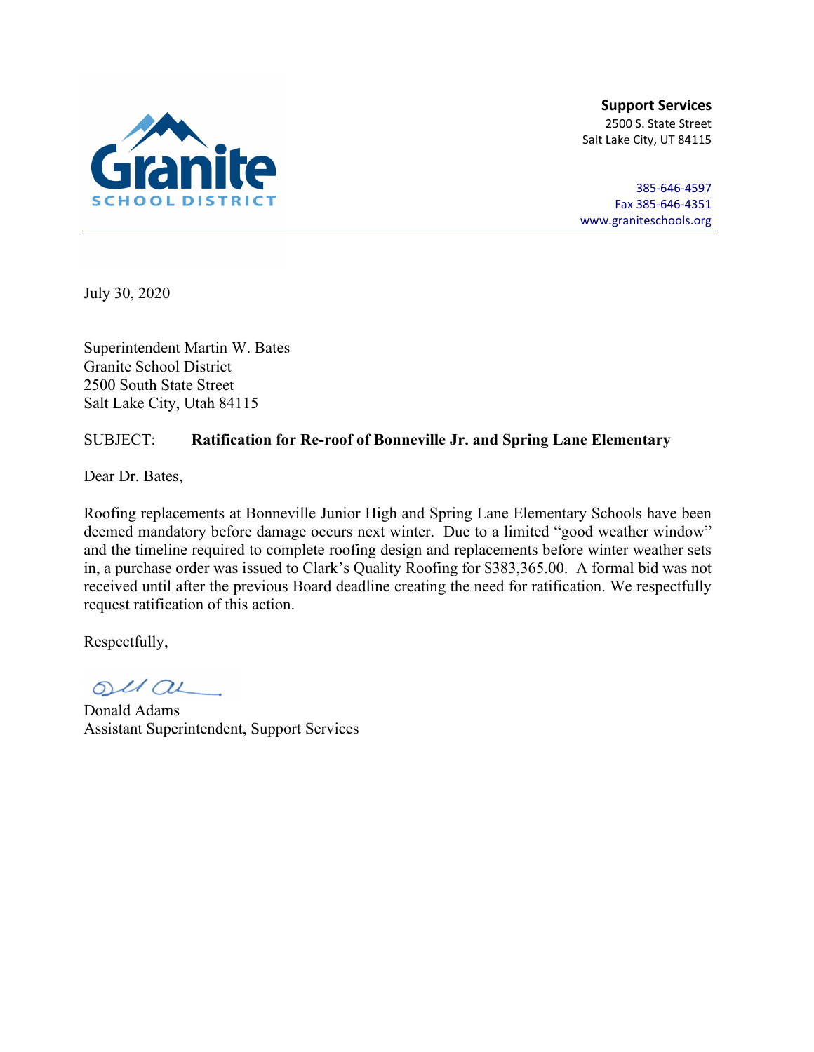**Granite SCHOOL DISTRICT**

**Support Services**
2500 S. State Street
Salt Lake City, UT 84115

385-646-4597
Fax 385-646-4351
www.graniteschools.org

---

July 30, 2020

Superintendent Martin W. Bates
Granite School District
2500 South State Street
Salt Lake City, Utah 84115

SUBJECT: **Ratification for Re-roof of Bonneville Jr. and Spring Lane Elementary**

Dear Dr. Bates,

Roofing replacements at Bonneville Junior High and Spring Lane Elementary Schools have been deemed mandatory before damage occurs next winter. Due to a limited "good weather window" and the timeline required to complete roofing design and replacements before winter weather sets in, a purchase order was issued to Clark's Quality Roofing for $383,365.00. A formal bid was not received until after the previous Board deadline creating the need for ratification. We respectfully request ratification of this action.

Respectfully,

Donald Adams
Assistant Superintendent, Support Services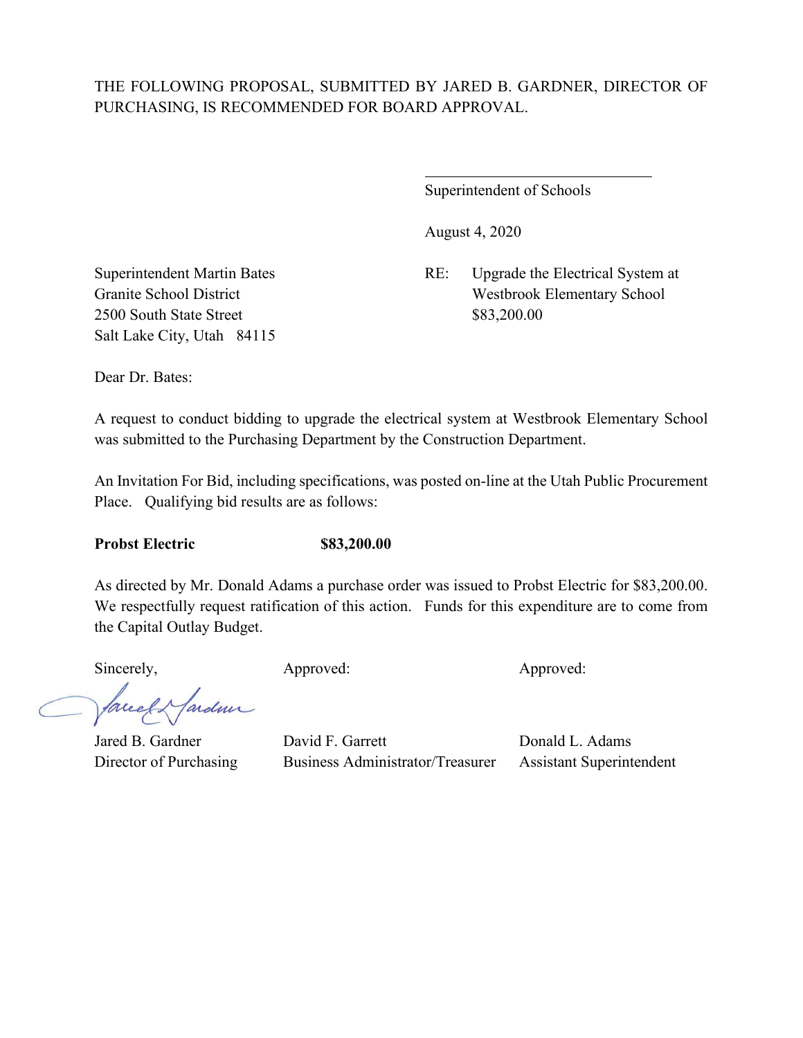THE FOLLOWING PROPOSAL, SUBMITTED BY JARED B. GARDNER, DIRECTOR OF PURCHASING, IS RECOMMENDED FOR BOARD APPROVAL.

\_\_\_\_\_\_\_\_\_\_\_\_\_\_\_\_\_\_\_\_\_\_\_\_\_\_\_\_\_\_

Superintendent of Schools

August 4, 2020

Superintendent Martin Bates
Granite School District
2500 South State Street
Salt Lake City, Utah 84115

RE: Upgrade the Electrical System at Westbrook Elementary School
$83,200.00

Dear Dr. Bates:

A request to conduct bidding to upgrade the electrical system at Westbrook Elementary School was submitted to the Purchasing Department by the Construction Department.

An Invitation For Bid, including specifications, was posted on-line at the Utah Public Procurement Place. Qualifying bid results are as follows:

**Probst Electric** **$83,200.00**

As directed by Mr. Donald Adams a purchase order was issued to Probst Electric for $83,200.00. We respectfully request ratification of this action. Funds for this expenditure are to come from the Capital Outlay Budget.

| Sincerely, | Approved: | Approved: |
|---|---|---|
| Jared B. Gardner | David F. Garrett | Donald L. Adams |
| Director of Purchasing | Business Administrator/Treasurer | Assistant Superintendent |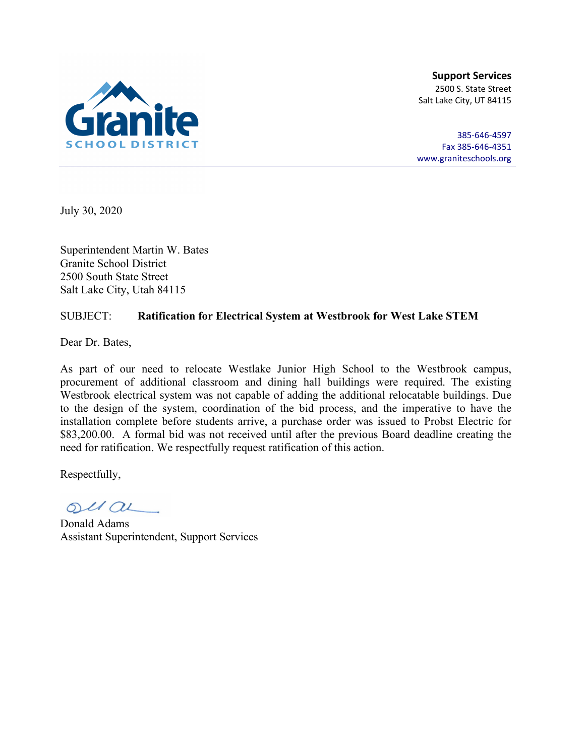**Granite**
SCHOOL DISTRICT

**Support Services**
2500 S. State Street
Salt Lake City, UT 84115

385-646-4597
Fax 385-646-4351
www.graniteschools.org

---

July 30, 2020

Superintendent Martin W. Bates
Granite School District
2500 South State Street
Salt Lake City, Utah 84115

SUBJECT: **Ratification for Electrical System at Westbrook for West Lake STEM**

Dear Dr. Bates,

As part of our need to relocate Westlake Junior High School to the Westbrook campus, procurement of additional classroom and dining hall buildings were required. The existing Westbrook electrical system was not capable of adding the additional relocatable buildings. Due to the design of the system, coordination of the bid process, and the imperative to have the installation complete before students arrive, a purchase order was issued to Probst Electric for $83,200.00. A formal bid was not received until after the previous Board deadline creating the need for ratification. We respectfully request ratification of this action.

Respectfully,

Donald Adams
Assistant Superintendent, Support Services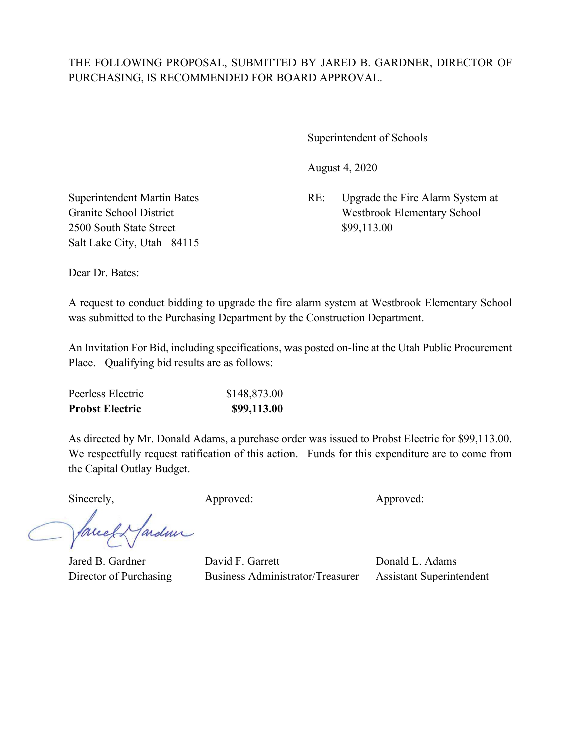THE FOLLOWING PROPOSAL, SUBMITTED BY JARED B. GARDNER, DIRECTOR OF PURCHASING, IS RECOMMENDED FOR BOARD APPROVAL.

\_\_\_\_\_\_\_\_\_\_\_\_\_\_\_\_\_\_\_\_\_\_\_\_\_\_\_\_\_\_

Superintendent of Schools

August 4, 2020

Superintendent Martin Bates
Granite School District
2500 South State Street
Salt Lake City, Utah 84115

RE: Upgrade the Fire Alarm System at Westbrook Elementary School
$99,113.00

Dear Dr. Bates:

A request to conduct bidding to upgrade the fire alarm system at Westbrook Elementary School was submitted to the Purchasing Department by the Construction Department.

An Invitation For Bid, including specifications, was posted on-line at the Utah Public Procurement Place. Qualifying bid results are as follows:

| | |
|---|---|
| Peerless Electric | $148,873.00 |
| **Probst Electric** | **$99,113.00** |

As directed by Mr. Donald Adams, a purchase order was issued to Probst Electric for $99,113.00. We respectfully request ratification of this action. Funds for this expenditure are to come from the Capital Outlay Budget.

| Sincerely, | Approved: | Approved: |
|---|---|---|
| Jared B. Gardner | David F. Garrett | Donald L. Adams |
| Director of Purchasing | Business Administrator/Treasurer | Assistant Superintendent |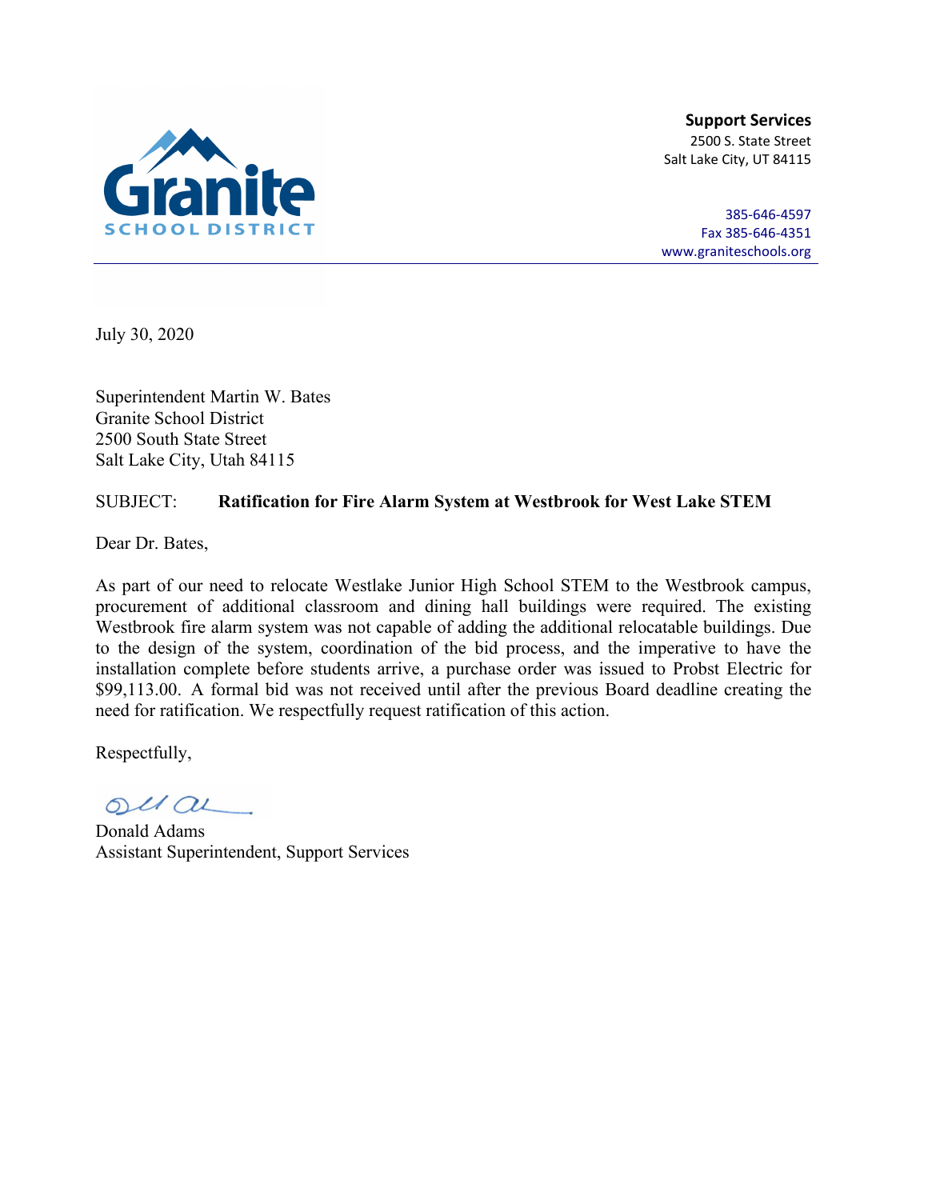Granite SCHOOL DISTRICT

**Support Services**
2500 S. State Street
Salt Lake City, UT 84115

385-646-4597
Fax 385-646-4351
www.graniteschools.org

July 30, 2020

Superintendent Martin W. Bates
Granite School District
2500 South State Street
Salt Lake City, Utah 84115

SUBJECT: **Ratification for Fire Alarm System at Westbrook for West Lake STEM**

Dear Dr. Bates,

As part of our need to relocate Westlake Junior High School STEM to the Westbrook campus, procurement of additional classroom and dining hall buildings were required. The existing Westbrook fire alarm system was not capable of adding the additional relocatable buildings. Due to the design of the system, coordination of the bid process, and the imperative to have the installation complete before students arrive, a purchase order was issued to Probst Electric for $99,113.00. A formal bid was not received until after the previous Board deadline creating the need for ratification. We respectfully request ratification of this action.

Respectfully,

Donald Adams
Assistant Superintendent, Support Services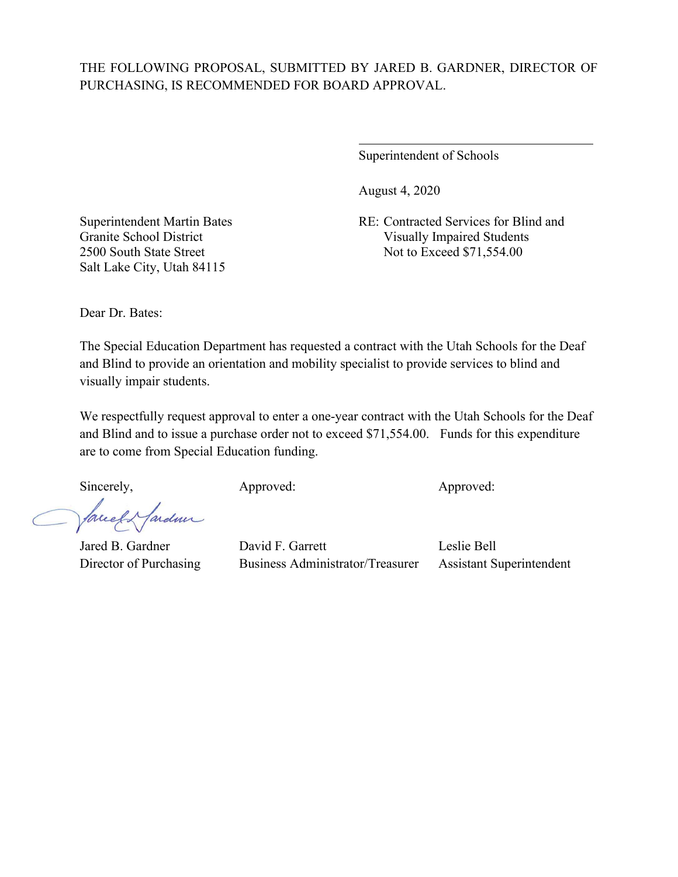THE FOLLOWING PROPOSAL, SUBMITTED BY JARED B. GARDNER, DIRECTOR OF PURCHASING, IS RECOMMENDED FOR BOARD APPROVAL.

\_\_\_\_\_\_\_\_\_\_\_\_\_\_\_\_\_\_\_\_\_\_\_\_\_\_\_\_\_\_\_\_\_\_\_\_
Superintendent of Schools

August 4, 2020

Superintendent Martin Bates
Granite School District
2500 South State Street
Salt Lake City, Utah 84115

RE: Contracted Services for Blind and Visually Impaired Students
Not to Exceed $71,554.00

Dear Dr. Bates:

The Special Education Department has requested a contract with the Utah Schools for the Deaf and Blind to provide an orientation and mobility specialist to provide services to blind and visually impair students.

We respectfully request approval to enter a one-year contract with the Utah Schools for the Deaf and Blind and to issue a purchase order not to exceed $71,554.00. Funds for this expenditure are to come from Special Education funding.

| Sincerely, | Approved: | Approved: |
|---|---|---|
| Jared B. Gardner | David F. Garrett | Leslie Bell |
| Director of Purchasing | Business Administrator/Treasurer | Assistant Superintendent |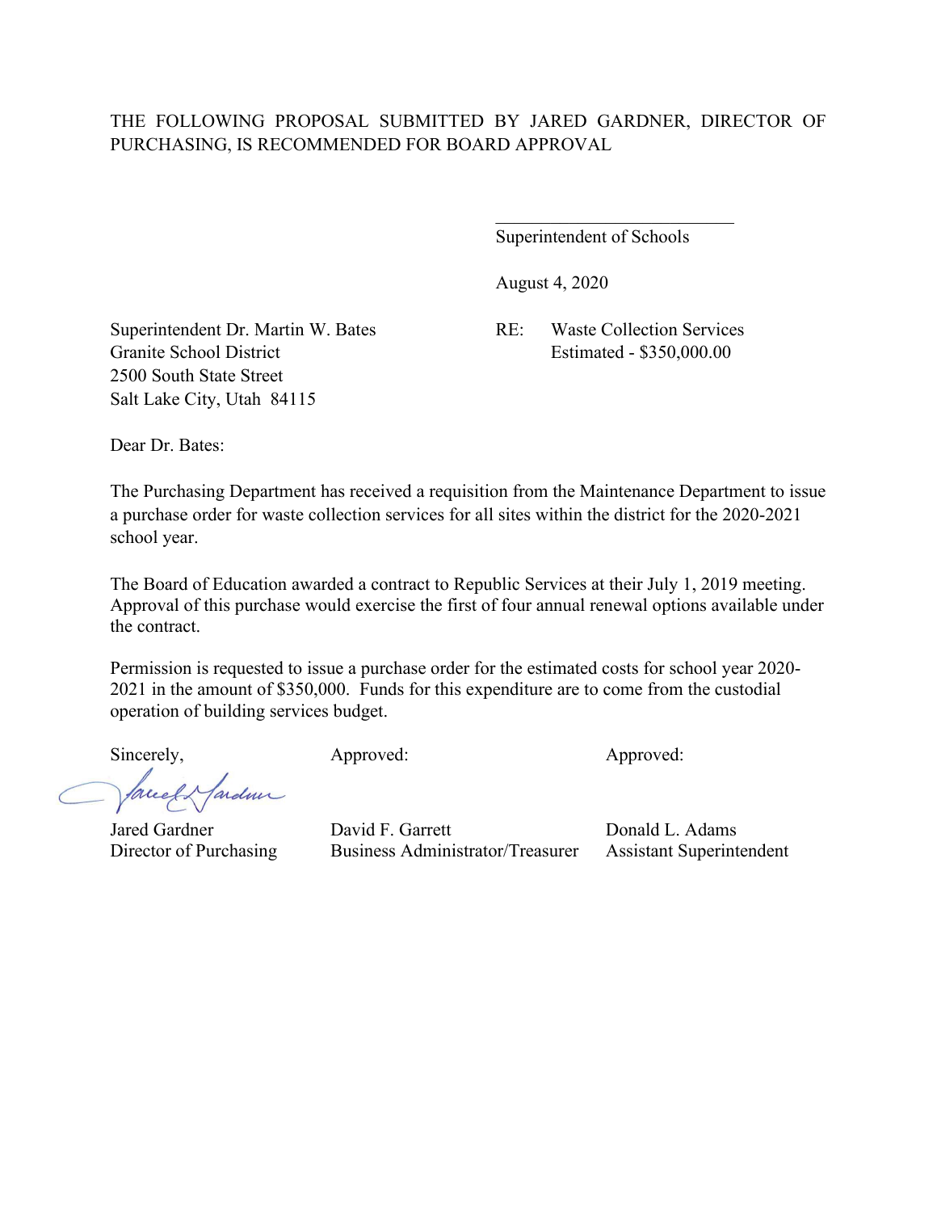THE FOLLOWING PROPOSAL SUBMITTED BY JARED GARDNER, DIRECTOR OF PURCHASING, IS RECOMMENDED FOR BOARD APPROVAL

\_\_\_\_\_\_\_\_\_\_\_\_\_\_\_\_\_\_\_\_\_\_\_\_\_\_\_
Superintendent of Schools

August 4, 2020

Superintendent Dr. Martin W. Bates
Granite School District
2500 South State Street
Salt Lake City, Utah 84115

RE: Waste Collection Services
Estimated - $350,000.00

Dear Dr. Bates:

The Purchasing Department has received a requisition from the Maintenance Department to issue a purchase order for waste collection services for all sites within the district for the 2020-2021 school year.

The Board of Education awarded a contract to Republic Services at their July 1, 2019 meeting. Approval of this purchase would exercise the first of four annual renewal options available under the contract.

Permission is requested to issue a purchase order for the estimated costs for school year 2020-2021 in the amount of $350,000. Funds for this expenditure are to come from the custodial operation of building services budget.

| Sincerely, | Approved: | Approved: |
|---|---|---|
| Jared Gardner | David F. Garrett | Donald L. Adams |
| Director of Purchasing | Business Administrator/Treasurer | Assistant Superintendent |